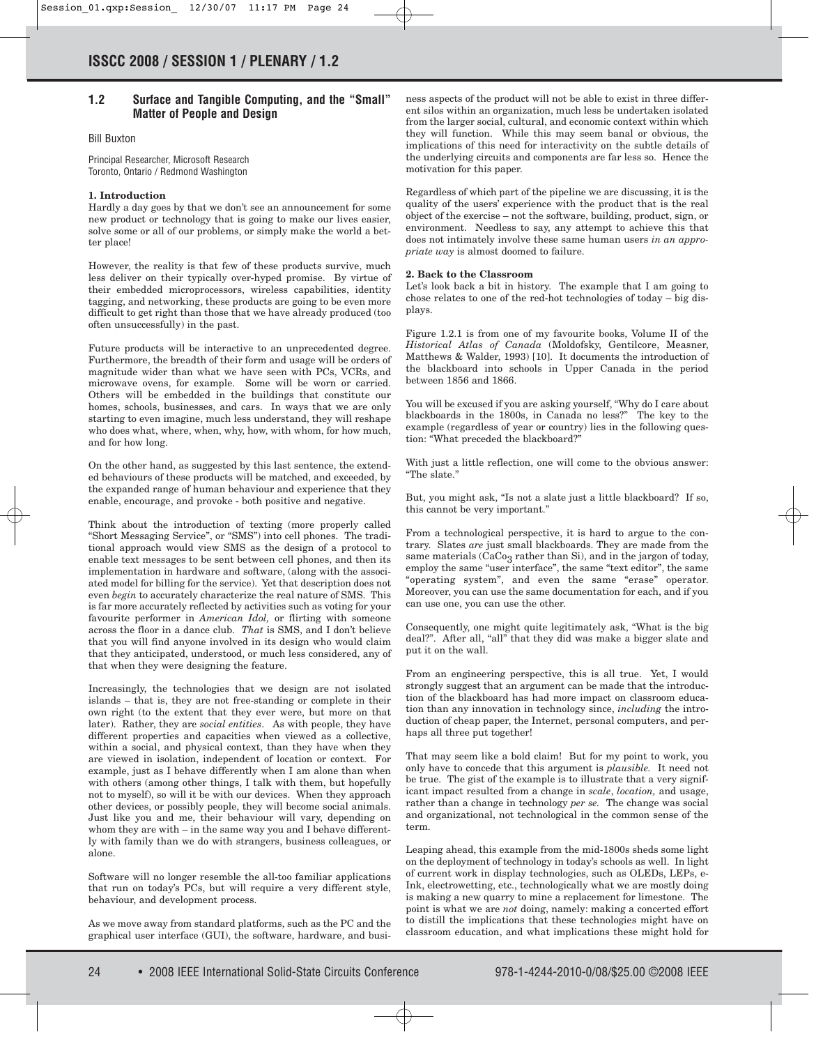## 1.2 Surface and Tangible Computing, and the "Small" Matter of People and Design

Bill Buxton

Principal Researcher, Microsoft Research
Toronto, Ontario / Redmond Washington

### 1. Introduction

Hardly a day goes by that we don't see an announcement for some new product or technology that is going to make our lives easier, solve some or all of our problems, or simply make the world a better place!

However, the reality is that few of these products survive, much less deliver on their typically over-hyped promise. By virtue of their embedded microprocessors, wireless capabilities, identity tagging, and networking, these products are going to be even more difficult to get right than those that we have already produced (too often unsuccessfully) in the past.

Future products will be interactive to an unprecedented degree. Furthermore, the breadth of their form and usage will be orders of magnitude wider than what we have seen with PCs, VCRs, and microwave ovens, for example. Some will be worn or carried. Others will be embedded in the buildings that constitute our homes, schools, businesses, and cars. In ways that we are only starting to even imagine, much less understand, they will reshape who does what, where, when, why, how, with whom, for how much, and for how long.

On the other hand, as suggested by this last sentence, the extended behaviours of these products will be matched, and exceeded, by the expanded range of human behaviour and experience that they enable, encourage, and provoke - both positive and negative.

Think about the introduction of texting (more properly called "Short Messaging Service", or "SMS") into cell phones. The traditional approach would view SMS as the design of a protocol to enable text messages to be sent between cell phones, and then its implementation in hardware and software, (along with the associated model for billing for the service). Yet that description does not even *begin* to accurately characterize the real nature of SMS. This is far more accurately reflected by activities such as voting for your favourite performer in *American Idol,* or flirting with someone across the floor in a dance club. *That* is SMS, and I don't believe that you will find anyone involved in its design who would claim that they anticipated, understood, or much less considered, any of that when they were designing the feature.

Increasingly, the technologies that we design are not isolated islands – that is, they are not free-standing or complete in their own right (to the extent that they ever were, but more on that later). Rather, they are *social entities*. As with people, they have different properties and capacities when viewed as a collective, within a social, and physical context, than they have when they are viewed in isolation, independent of location or context. For example, just as I behave differently when I am alone than when with others (among other things, I talk with them, but hopefully not to myself), so will it be with our devices. When they approach other devices, or possibly people, they will become social animals. Just like you and me, their behaviour will vary, depending on whom they are with – in the same way you and I behave differently with family than we do with strangers, business colleagues, or alone.

Software will no longer resemble the all-too familiar applications that run on today's PCs, but will require a very different style, behaviour, and development process.

As we move away from standard platforms, such as the PC and the graphical user interface (GUI), the software, hardware, and business aspects of the product will not be able to exist in three different silos within an organization, much less be undertaken isolated from the larger social, cultural, and economic context within which they will function. While this may seem banal or obvious, the implications of this need for interactivity on the subtle details of the underlying circuits and components are far less so. Hence the motivation for this paper.

Regardless of which part of the pipeline we are discussing, it is the quality of the users' experience with the product that is the real object of the exercise – not the software, building, product, sign, or environment. Needless to say, any attempt to achieve this that does not intimately involve these same human users *in an appropriate way* is almost doomed to failure.

### 2. Back to the Classroom

Let's look back a bit in history. The example that I am going to chose relates to one of the red-hot technologies of today – big displays.

Figure 1.2.1 is from one of my favourite books, Volume II of the *Historical Atlas of Canada* (Moldofsky, Gentilcore, Measner, Matthews & Walder, 1993) [10]. It documents the introduction of the blackboard into schools in Upper Canada in the period between 1856 and 1866.

You will be excused if you are asking yourself, "Why do I care about blackboards in the 1800s, in Canada no less?" The key to the example (regardless of year or country) lies in the following question: "What preceded the blackboard?"

With just a little reflection, one will come to the obvious answer: "The slate."

But, you might ask, "Is not a slate just a little blackboard? If so, this cannot be very important."

From a technological perspective, it is hard to argue to the contrary. Slates *are* just small blackboards. They are made from the same materials ($CaCo_3$ rather than Si), and in the jargon of today, employ the same "user interface", the same "text editor", the same "operating system", and even the same "erase" operator. Moreover, you can use the same documentation for each, and if you can use one, you can use the other.

Consequently, one might quite legitimately ask, "What is the big deal?". After all, "all" that they did was make a bigger slate and put it on the wall.

From an engineering perspective, this is all true. Yet, I would strongly suggest that an argument can be made that the introduction of the blackboard has had more impact on classroom education than any innovation in technology since, *including* the introduction of cheap paper, the Internet, personal computers, and perhaps all three put together!

That may seem like a bold claim! But for my point to work, you only have to concede that this argument is *plausible*. It need not be true. The gist of the example is to illustrate that a very significant impact resulted from a change in *scale*, *location,* and usage, rather than a change in technology *per se*. The change was social and organizational, not technological in the common sense of the term.

Leaping ahead, this example from the mid-1800s sheds some light on the deployment of technology in today's schools as well. In light of current work in display technologies, such as OLEDs, LEPs, e-Ink, electrowetting, etc., technologically what we are mostly doing is making a new quarry to mine a replacement for limestone. The point is what we are *not* doing, namely: making a concerted effort to distill the implications that these technologies might have on classroom education, and what implications these might hold for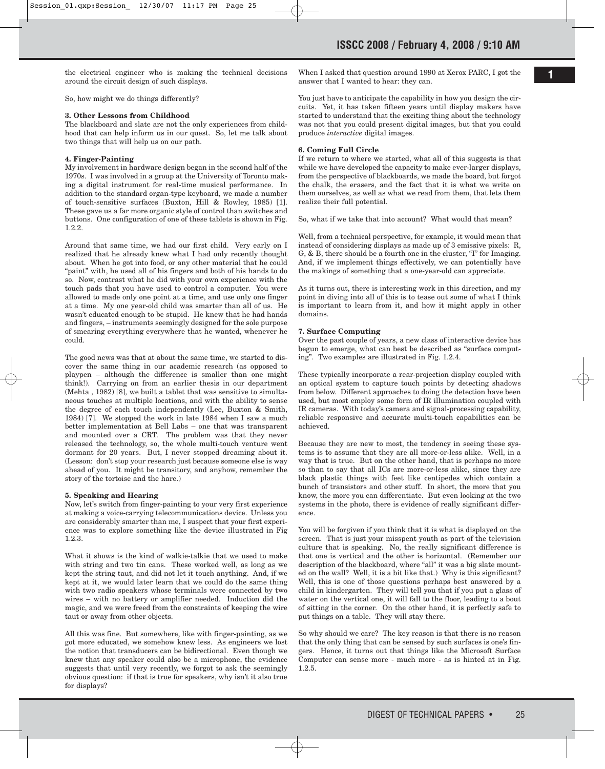the electrical engineer who is making the technical decisions around the circuit design of such displays.

So, how might we do things differently?

### 3. Other Lessons from Childhood

The blackboard and slate are not the only experiences from childhood that can help inform us in our quest. So, let me talk about two things that will help us on our path.

### 4. Finger-Painting

My involvement in hardware design began in the second half of the 1970s. I was involved in a group at the University of Toronto making a digital instrument for real-time musical performance. In addition to the standard organ-type keyboard, we made a number of touch-sensitive surfaces (Buxton, Hill & Rowley, 1985) [1]. These gave us a far more organic style of control than switches and buttons. One configuration of one of these tablets is shown in Fig. 1.2.2.

Around that same time, we had our first child. Very early on I realized that he already knew what I had only recently thought about. When he got into food, or any other material that he could "paint" with, he used all of his fingers and both of his hands to do so. Now, contrast what he did with your own experience with the touch pads that you have used to control a computer. You were allowed to made only one point at a time, and use only one finger at a time. My one year-old child was smarter than all of us. He wasn't educated enough to be stupid. He knew that he had hands and fingers, – instruments seemingly designed for the sole purpose of smearing everything everywhere that he wanted, whenever he could.

The good news was that at about the same time, we started to discover the same thing in our academic research (as opposed to playpen – although the difference is smaller than one might think!). Carrying on from an earlier thesis in our department (Mehta , 1982) [8], we built a tablet that was sensitive to simultaneous touches at multiple locations, and with the ability to sense the degree of each touch independently (Lee, Buxton & Smith, 1984) [7]. We stopped the work in late 1984 when I saw a much better implementation at Bell Labs – one that was transparent and mounted over a CRT. The problem was that they never released the technology, so, the whole multi-touch venture went dormant for 20 years. But, I never stopped dreaming about it. (Lesson: don't stop your research just because someone else is way ahead of you. It might be transitory, and anyhow, remember the story of the tortoise and the hare.)

### 5. Speaking and Hearing

Now, let's switch from finger-painting to your very first experience at making a voice-carrying telecommunications device. Unless you are considerably smarter than me, I suspect that your first experience was to explore something like the device illustrated in Fig 1.2.3.

What it shows is the kind of walkie-talkie that we used to make with string and two tin cans. These worked well, as long as we kept the string taut, and did not let it touch anything. And, if we kept at it, we would later learn that we could do the same thing with two radio speakers whose terminals were connected by two wires – with no battery or amplifier needed. Induction did the magic, and we were freed from the constraints of keeping the wire taut or away from other objects.

All this was fine. But somewhere, like with finger-painting, as we got more educated, we somehow knew less. As engineers we lost the notion that transducers can be bidirectional. Even though we knew that any speaker could also be a microphone, the evidence suggests that until very recently, we forgot to ask the seemingly obvious question: if that is true for speakers, why isn't it also true for displays?

When I asked that question around 1990 at Xerox PARC, I got the answer that I wanted to hear: they can.

You just have to anticipate the capability in how you design the circuits. Yet, it has taken fifteen years until display makers have started to understand that the exciting thing about the technology was not that you could present digital images, but that you could produce *interactive* digital images.

### 6. Coming Full Circle

If we return to where we started, what all of this suggests is that while we have developed the capacity to make ever-larger displays, from the perspective of blackboards, we made the board, but forgot the chalk, the erasers, and the fact that it is what we write on them ourselves, as well as what we read from them, that lets them realize their full potential.

So, what if we take that into account? What would that mean?

Well, from a technical perspective, for example, it would mean that instead of considering displays as made up of 3 emissive pixels: R, G, & B, there should be a fourth one in the cluster, "I" for Imaging. And, if we implement things effectively, we can potentially have the makings of something that a one-year-old can appreciate.

As it turns out, there is interesting work in this direction, and my point in diving into all of this is to tease out some of what I think is important to learn from it, and how it might apply in other domains.

### 7. Surface Computing

Over the past couple of years, a new class of interactive device has begun to emerge, what can best be described as "surface computing". Two examples are illustrated in Fig. 1.2.4.

These typically incorporate a rear-projection display coupled with an optical system to capture touch points by detecting shadows from below. Different approaches to doing the detection have been used, but most employ some form of IR illumination coupled with IR cameras. With today's camera and signal-processing capability, reliable responsive and accurate multi-touch capabilities can be achieved.

Because they are new to most, the tendency in seeing these systems is to assume that they are all more-or-less alike. Well, in a way that is true. But on the other hand, that is perhaps no more so than to say that all ICs are more-or-less alike, since they are black plastic things with feet like centipedes which contain a bunch of transistors and other stuff. In short, the more that you know, the more you can differentiate. But even looking at the two systems in the photo, there is evidence of really significant difference.

You will be forgiven if you think that it is what is displayed on the screen. That is just your misspent youth as part of the television culture that is speaking. No, the really significant difference is that one is vertical and the other is horizontal. (Remember our description of the blackboard, where "all" it was a big slate mounted on the wall? Well, it is a bit like that.) Why is this significant? Well, this is one of those questions perhaps best answered by a child in kindergarten. They will tell you that if you put a glass of water on the vertical one, it will fall to the floor, leading to a bout of sitting in the corner. On the other hand, it is perfectly safe to put things on a table. They will stay there.

So why should we care? The key reason is that there is no reason that the only thing that can be sensed by such surfaces is one's fingers. Hence, it turns out that things like the Microsoft Surface Computer can sense more - much more - as is hinted at in Fig. 1.2.5.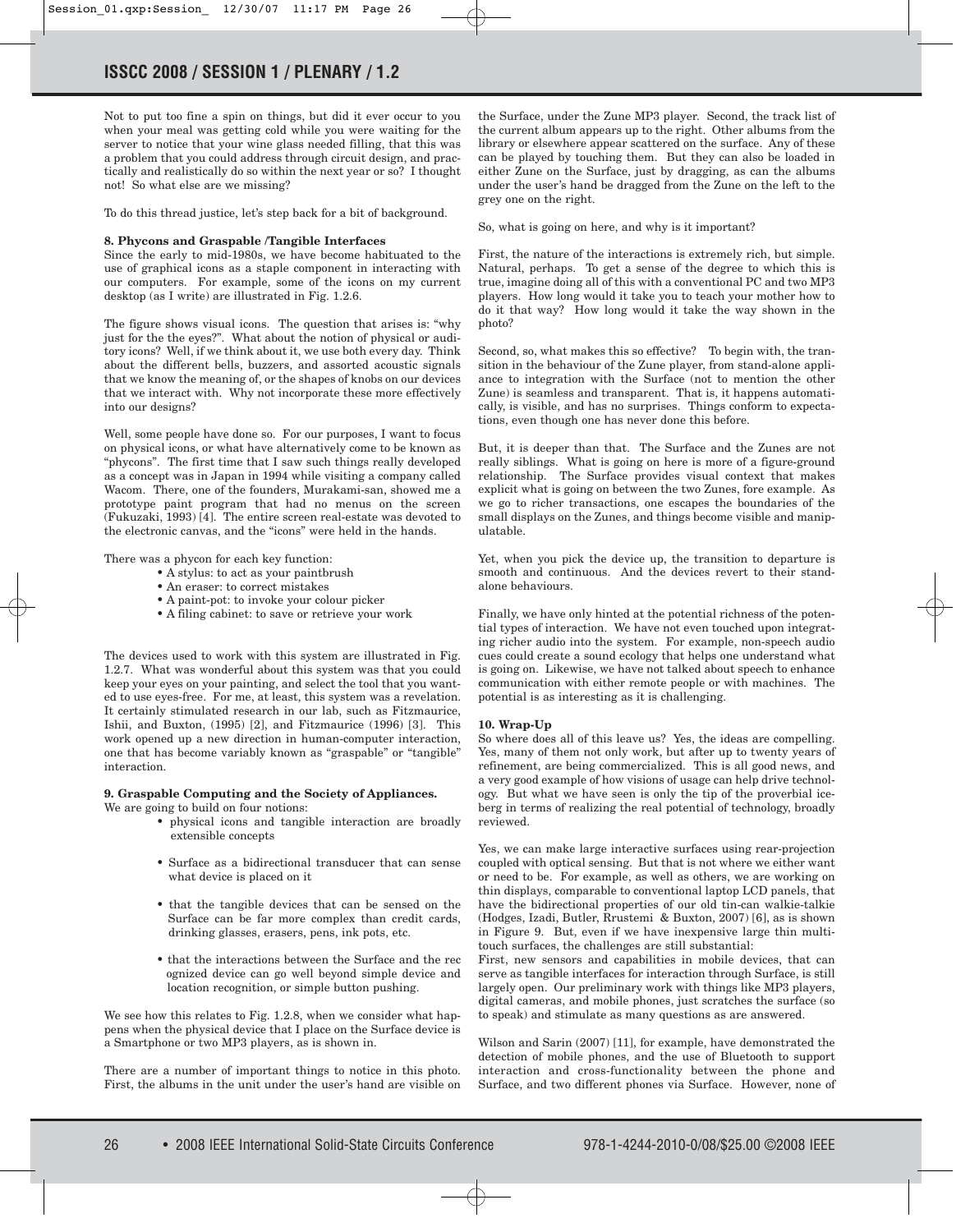Not to put too fine a spin on things, but did it ever occur to you when your meal was getting cold while you were waiting for the server to notice that your wine glass needed filling, that this was a problem that you could address through circuit design, and practically and realistically do so within the next year or so? I thought not! So what else are we missing?

To do this thread justice, let's step back for a bit of background.

### 8. Phycons and Graspable /Tangible Interfaces

Since the early to mid-1980s, we have become habituated to the use of graphical icons as a staple component in interacting with our computers. For example, some of the icons on my current desktop (as I write) are illustrated in Fig. 1.2.6.

The figure shows visual icons. The question that arises is: "why just for the the eyes?". What about the notion of physical or auditory icons? Well, if we think about it, we use both every day. Think about the different bells, buzzers, and assorted acoustic signals that we know the meaning of, or the shapes of knobs on our devices that we interact with. Why not incorporate these more effectively into our designs?

Well, some people have done so. For our purposes, I want to focus on physical icons, or what have alternatively come to be known as "phycons". The first time that I saw such things really developed as a concept was in Japan in 1994 while visiting a company called Wacom. There, one of the founders, Murakami-san, showed me a prototype paint program that had no menus on the screen (Fukuzaki, 1993) [4]. The entire screen real-estate was devoted to the electronic canvas, and the "icons" were held in the hands.

There was a phycon for each key function:

- A stylus: to act as your paintbrush
- An eraser: to correct mistakes
- A paint-pot: to invoke your colour picker
- A filing cabinet: to save or retrieve your work

The devices used to work with this system are illustrated in Fig. 1.2.7. What was wonderful about this system was that you could keep your eyes on your painting, and select the tool that you wanted to use eyes-free. For me, at least, this system was a revelation. It certainly stimulated research in our lab, such as Fitzmaurice, Ishii, and Buxton, (1995) [2], and Fitzmaurice (1996) [3]. This work opened up a new direction in human-computer interaction, one that has become variably known as "graspable" or "tangible" interaction.

### 9. Graspable Computing and the Society of Appliances.

We are going to build on four notions:

- physical icons and tangible interaction are broadly extensible concepts
- Surface as a bidirectional transducer that can sense what device is placed on it
- that the tangible devices that can be sensed on the Surface can be far more complex than credit cards, drinking glasses, erasers, pens, ink pots, etc.
- that the interactions between the Surface and the rec ognized device can go well beyond simple device and location recognition, or simple button pushing.

We see how this relates to Fig. 1.2.8, when we consider what happens when the physical device that I place on the Surface device is a Smartphone or two MP3 players, as is shown in.

There are a number of important things to notice in this photo. First, the albums in the unit under the user's hand are visible on the Surface, under the Zune MP3 player. Second, the track list of the current album appears up to the right. Other albums from the library or elsewhere appear scattered on the surface. Any of these can be played by touching them. But they can also be loaded in either Zune on the Surface, just by dragging, as can the albums under the user's hand be dragged from the Zune on the left to the grey one on the right.

So, what is going on here, and why is it important?

First, the nature of the interactions is extremely rich, but simple. Natural, perhaps. To get a sense of the degree to which this is true, imagine doing all of this with a conventional PC and two MP3 players. How long would it take you to teach your mother how to do it that way? How long would it take the way shown in the photo?

Second, so, what makes this so effective? To begin with, the transition in the behaviour of the Zune player, from stand-alone appliance to integration with the Surface (not to mention the other Zune) is seamless and transparent. That is, it happens automatically, is visible, and has no surprises. Things conform to expectations, even though one has never done this before.

But, it is deeper than that. The Surface and the Zunes are not really siblings. What is going on here is more of a figure-ground relationship. The Surface provides visual context that makes explicit what is going on between the two Zunes, fore example. As we go to richer transactions, one escapes the boundaries of the small displays on the Zunes, and things become visible and manipulatable.

Yet, when you pick the device up, the transition to departure is smooth and continuous. And the devices revert to their stand-alone behaviours.

Finally, we have only hinted at the potential richness of the potential types of interaction. We have not even touched upon integrating richer audio into the system. For example, non-speech audio cues could create a sound ecology that helps one understand what is going on. Likewise, we have not talked about speech to enhance communication with either remote people or with machines. The potential is as interesting as it is challenging.

### 10. Wrap-Up

So where does all of this leave us? Yes, the ideas are compelling. Yes, many of them not only work, but after up to twenty years of refinement, are being commercialized. This is all good news, and a very good example of how visions of usage can help drive technology. But what we have seen is only the tip of the proverbial iceberg in terms of realizing the real potential of technology, broadly reviewed.

Yes, we can make large interactive surfaces using rear-projection coupled with optical sensing. But that is not where we either want or need to be. For example, as well as others, we are working on thin displays, comparable to conventional laptop LCD panels, that have the bidirectional properties of our old tin-can walkie-talkie (Hodges, Izadi, Butler, Rrustemi & Buxton, 2007) [6], as is shown in Figure 9. But, even if we have inexpensive large thin multi-touch surfaces, the challenges are still substantial:

First, new sensors and capabilities in mobile devices, that can serve as tangible interfaces for interaction through Surface, is still largely open. Our preliminary work with things like MP3 players, digital cameras, and mobile phones, just scratches the surface (so to speak) and stimulate as many questions as are answered.

Wilson and Sarin (2007) [11], for example, have demonstrated the detection of mobile phones, and the use of Bluetooth to support interaction and cross-functionality between the phone and Surface, and two different phones via Surface. However, none of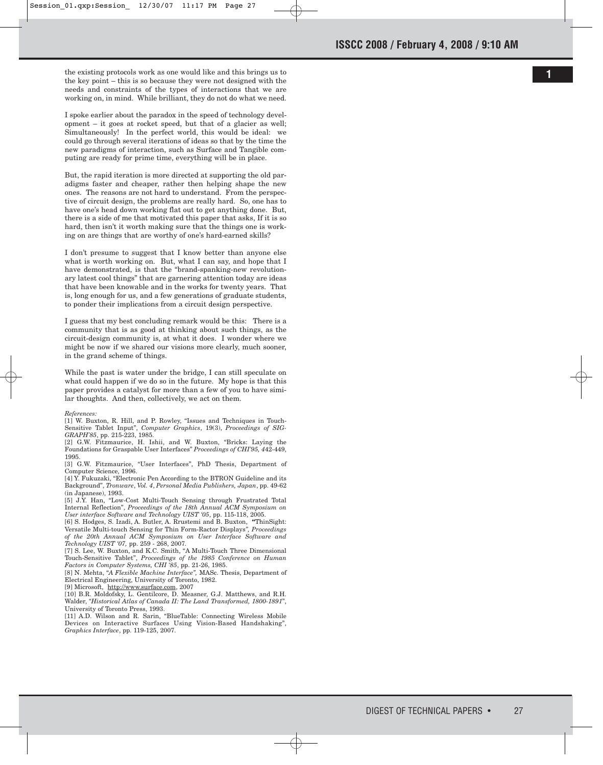the existing protocols work as one would like and this brings us to the key point – this is so because they were not designed with the needs and constraints of the types of interactions that we are working on, in mind. While brilliant, they do not do what we need.

I spoke earlier about the paradox in the speed of technology development – it goes at rocket speed, but that of a glacier as well; Simultaneously! In the perfect world, this would be ideal: we could go through several iterations of ideas so that by the time the new paradigms of interaction, such as Surface and Tangible computing are ready for prime time, everything will be in place.

But, the rapid iteration is more directed at supporting the old paradigms faster and cheaper, rather then helping shape the new ones. The reasons are not hard to understand. From the perspective of circuit design, the problems are really hard. So, one has to have one's head down working flat out to get anything done. But, there is a side of me that motivated this paper that asks, If it is so hard, then isn't it worth making sure that the things one is working on are things that are worthy of one's hard-earned skills?

I don't presume to suggest that I know better than anyone else what is worth working on. But, what I can say, and hope that I have demonstrated, is that the "brand-spanking-new revolutionary latest cool things" that are garnering attention today are ideas that have been knowable and in the works for twenty years. That is, long enough for us, and a few generations of graduate students, to ponder their implications from a circuit design perspective.

I guess that my best concluding remark would be this: There is a community that is as good at thinking about such things, as the circuit-design community is, at what it does. I wonder where we might be now if we shared our visions more clearly, much sooner, in the grand scheme of things.

While the past is water under the bridge, I can still speculate on what could happen if we do so in the future. My hope is that this paper provides a catalyst for more than a few of you to have similar thoughts. And then, collectively, we act on them.

*References:*

[1] W. Buxton, R. Hill, and P. Rowley, "Issues and Techniques in Touch-Sensitive Tablet Input", *Computer Graphics*, 19(3), *Proceedings of SIGGRAPH'85*, pp. 215-223, 1985.

[2] G.W. Fitzmaurice, H. Ishii, and W. Buxton, "Bricks: Laying the Foundations for Graspable User Interfaces" *Proceedings of CHI'95,* 442-449, 1995.

[3] G.W. Fitzmaurice, "User Interfaces", PhD Thesis, Department of Computer Science, 1996.

[4] Y. Fukuzaki, "Electronic Pen According to the BTRON Guideline and its Background", *Tronware*, *Vol. 4*, *Personal Media Publishers, Japan*, pp. 49-62 (in Japanese), 1993.

[5] J.Y. Han, "Low-Cost Multi-Touch Sensing through Frustrated Total Internal Reflection", *Proceedings of the 18th Annual ACM Symposium on User interface Software and Technology UIST '05*, pp. 115-118, 2005.

[6] S. Hodges, S. Izadi, A. Butler, A. Rrustemi and B. Buxton, "ThinSight: Versatile Multi-touch Sensing for Thin Form-Ractor Displays", *Proceedings of the 20th Annual ACM Symposium on User Interface Software and Technology UIST '07,* pp. 259 - 268, 2007.

[7] S. Lee, W. Buxton, and K.C. Smith, "A Multi-Touch Three Dimensional Touch-Sensitive Tablet", *Proceedings of the 1985 Conference on Human Factors in Computer Systems, CHI '85*, pp. 21-26, 1985.

[8] N. Mehta, "*A Flexible Machine Interface",* MASc. Thesis, Department of Electrical Engineering, University of Toronto, 1982.

[9] Microsoft, http://www.surface.com, 2007

[10] B.R. Moldofsky, L. Gentilcore, D. Measner, G.J. Matthews, and R.H. Walder, *"Historical Atlas of Canada II: The Land Transformed, 1800-1891"*, University of Toronto Press, 1993.

[11] A.D. Wilson and R. Sarin, "BlueTable: Connecting Wireless Mobile Devices on Interactive Surfaces Using Vision-Based Handshaking", *Graphics Interface*, pp. 119-125, 2007.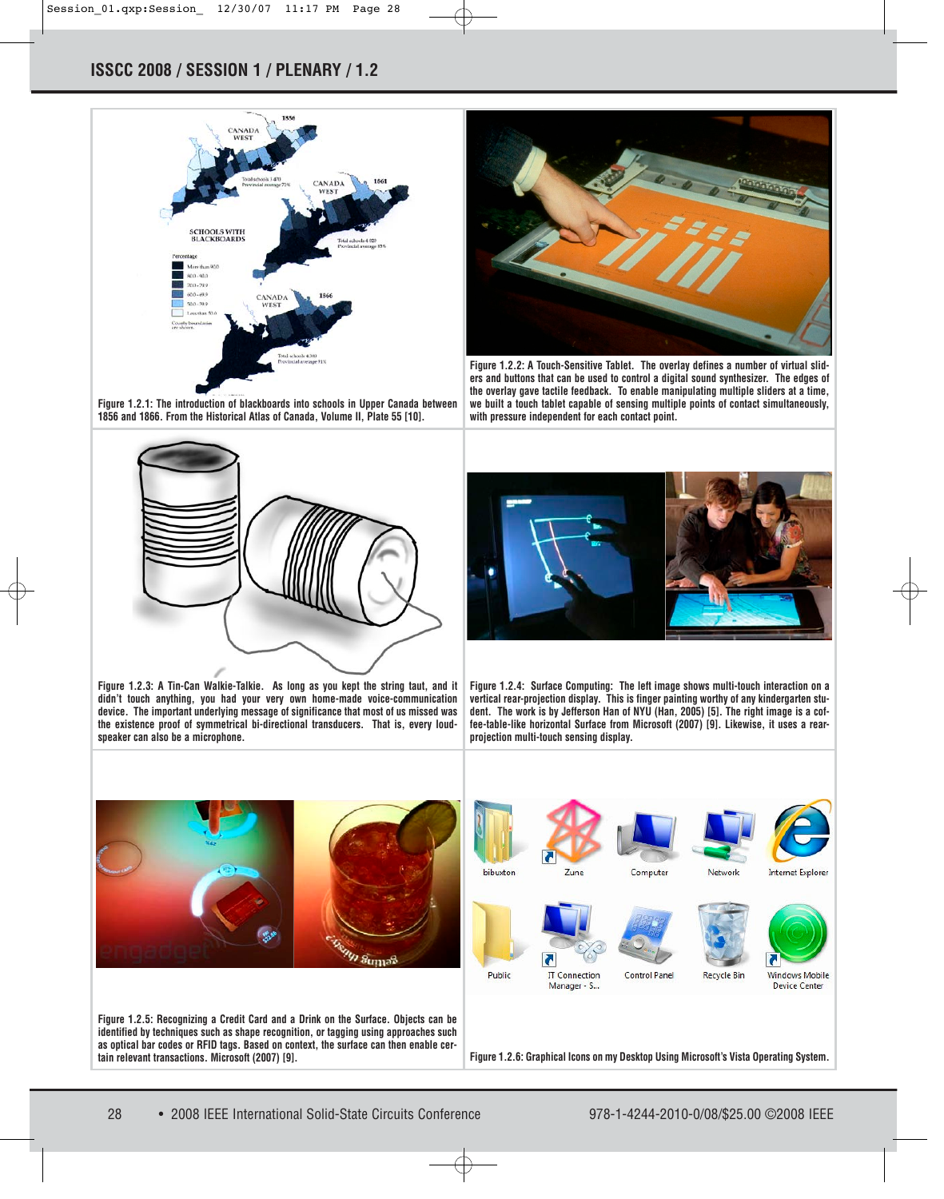Figure 1.2.1: The introduction of blackboards into schools in Upper Canada between 1856 and 1866. From the Historical Atlas of Canada, Volume II, Plate 55 [10].

Figure 1.2.2: A Touch-Sensitive Tablet. The overlay defines a number of virtual sliders and buttons that can be used to control a digital sound synthesizer. The edges of the overlay gave tactile feedback. To enable manipulating multiple sliders at a time, we built a touch tablet capable of sensing multiple points of contact simultaneously, with pressure independent for each contact point.

Figure 1.2.3: A Tin-Can Walkie-Talkie. As long as you kept the string taut, and it didn't touch anything, you had your very own home-made voice-communication device. The important underlying message of significance that most of us missed was the existence proof of symmetrical bi-directional transducers. That is, every loudspeaker can also be a microphone.

Figure 1.2.4: Surface Computing: The left image shows multi-touch interaction on a vertical rear-projection display. This is finger painting worthy of any kindergarten student. The work is by Jefferson Han of NYU (Han, 2005) [5]. The right image is a coffee-table-like horizontal Surface from Microsoft (2007) [9]. Likewise, it uses a rear-projection multi-touch sensing display.

Figure 1.2.5: Recognizing a Credit Card and a Drink on the Surface. Objects can be identified by techniques such as shape recognition, or tagging using approaches such as optical bar codes or RFID tags. Based on context, the surface can then enable certain relevant transactions. Microsoft (2007) [9].

Figure 1.2.6: Graphical Icons on my Desktop Using Microsoft's Vista Operating System.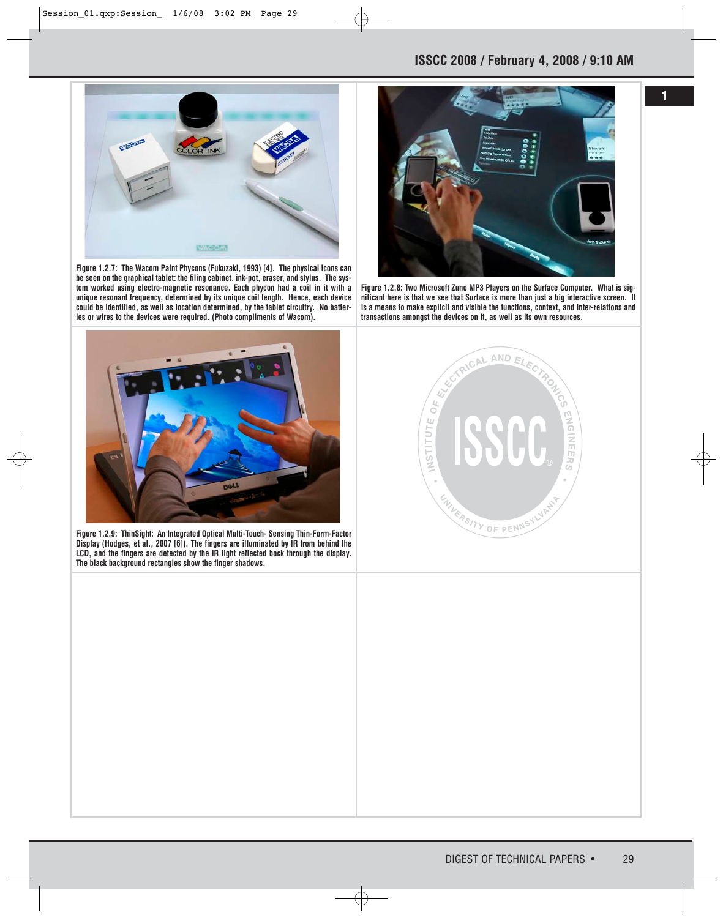Figure 1.2.7: The Wacom Paint Phycons (Fukuzaki, 1993) [4]. The physical icons can be seen on the graphical tablet: the filing cabinet, ink-pot, eraser, and stylus. The system worked using electro-magnetic resonance. Each phycon had a coil in it with a unique resonant frequency, determined by its unique coil length. Hence, each device could be identified, as well as location determined, by the tablet circuitry. No batteries or wires to the devices were required. (Photo compliments of Wacom).

Figure 1.2.8: Two Microsoft Zune MP3 Players on the Surface Computer. What is significant here is that we see that Surface is more than just a big interactive screen. It is a means to make explicit and visible the functions, context, and inter-relations and transactions amongst the devices on it, as well as its own resources.

Figure 1.2.9: ThinSight: An Integrated Optical Multi-Touch- Sensing Thin-Form-Factor Display (Hodges, et al., 2007 [6]). The fingers are illuminated by IR from behind the LCD, and the fingers are detected by the IR light reflected back through the display. The black background rectangles show the finger shadows.